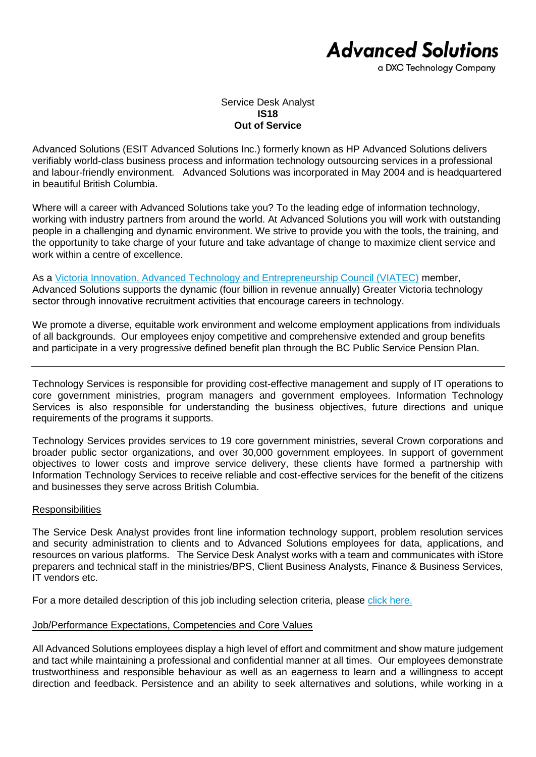**Advanced Solutions**
a DXC Technology Company

Service Desk Analyst
**IS18**
**Out of Service**

Advanced Solutions (ESIT Advanced Solutions Inc.) formerly known as HP Advanced Solutions delivers verifiably world-class business process and information technology outsourcing services in a professional and labour-friendly environment. Advanced Solutions was incorporated in May 2004 and is headquartered in beautiful British Columbia.

Where will a career with Advanced Solutions take you? To the leading edge of information technology, working with industry partners from around the world. At Advanced Solutions you will work with outstanding people in a challenging and dynamic environment. We strive to provide you with the tools, the training, and the opportunity to take charge of your future and take advantage of change to maximize client service and work within a centre of excellence.

As a Victoria Innovation, Advanced Technology and Entrepreneurship Council (VIATEC) member, Advanced Solutions supports the dynamic (four billion in revenue annually) Greater Victoria technology sector through innovative recruitment activities that encourage careers in technology.

We promote a diverse, equitable work environment and welcome employment applications from individuals of all backgrounds. Our employees enjoy competitive and comprehensive extended and group benefits and participate in a very progressive defined benefit plan through the BC Public Service Pension Plan.

---

Technology Services is responsible for providing cost-effective management and supply of IT operations to core government ministries, program managers and government employees. Information Technology Services is also responsible for understanding the business objectives, future directions and unique requirements of the programs it supports.

Technology Services provides services to 19 core government ministries, several Crown corporations and broader public sector organizations, and over 30,000 government employees. In support of government objectives to lower costs and improve service delivery, these clients have formed a partnership with Information Technology Services to receive reliable and cost-effective services for the benefit of the citizens and businesses they serve across British Columbia.

## Responsibilities

The Service Desk Analyst provides front line information technology support, problem resolution services and security administration to clients and to Advanced Solutions employees for data, applications, and resources on various platforms. The Service Desk Analyst works with a team and communicates with iStore preparers and technical staff in the ministries/BPS, Client Business Analysts, Finance & Business Services, IT vendors etc.

For a more detailed description of this job including selection criteria, please click here.

## Job/Performance Expectations, Competencies and Core Values

All Advanced Solutions employees display a high level of effort and commitment and show mature judgement and tact while maintaining a professional and confidential manner at all times. Our employees demonstrate trustworthiness and responsible behaviour as well as an eagerness to learn and a willingness to accept direction and feedback. Persistence and an ability to seek alternatives and solutions, while working in a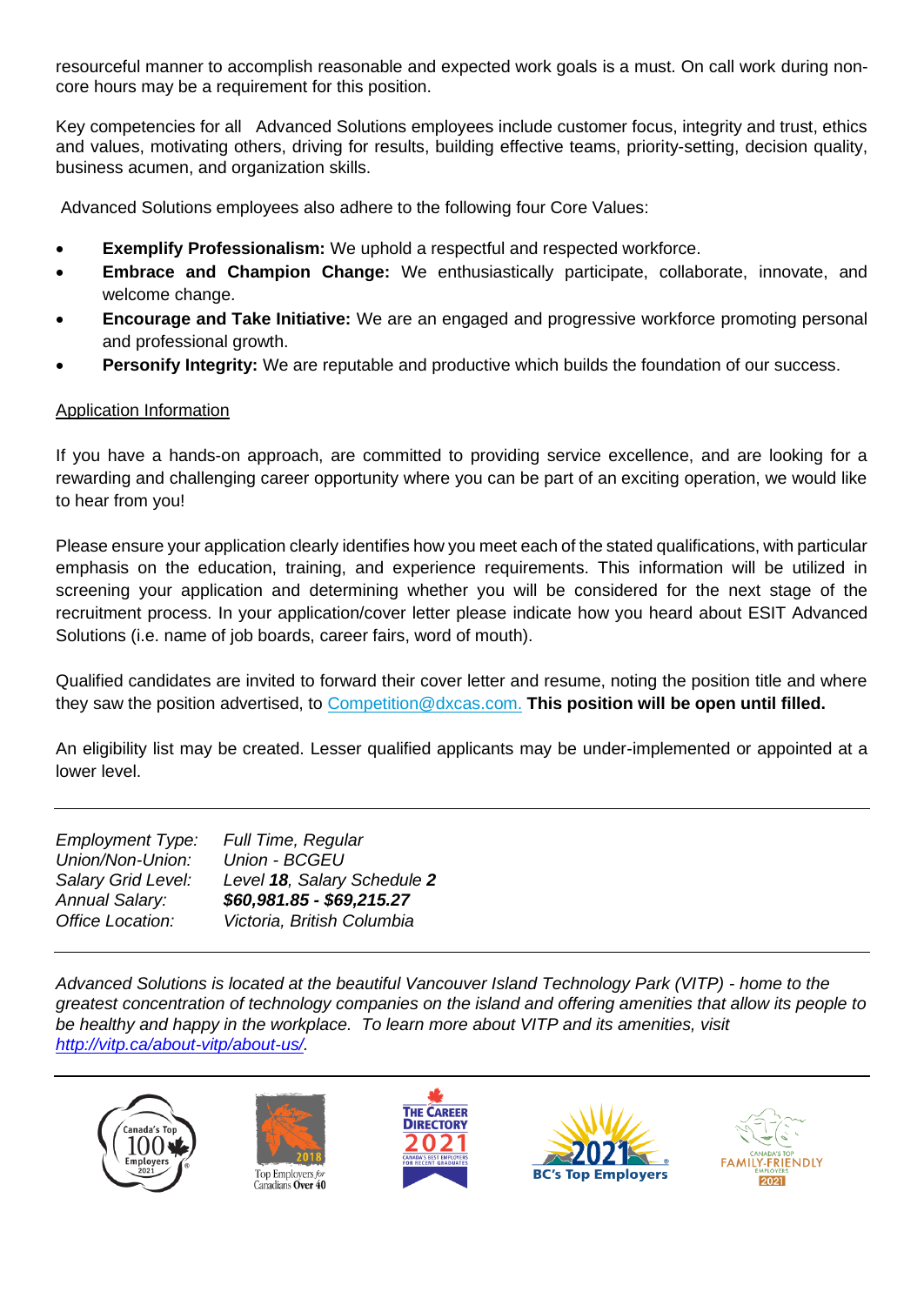resourceful manner to accomplish reasonable and expected work goals is a must. On call work during non-core hours may be a requirement for this position.

Key competencies for all Advanced Solutions employees include customer focus, integrity and trust, ethics and values, motivating others, driving for results, building effective teams, priority-setting, decision quality, business acumen, and organization skills.

Advanced Solutions employees also adhere to the following four Core Values:

- **Exemplify Professionalism:** We uphold a respectful and respected workforce.
- **Embrace and Champion Change:** We enthusiastically participate, collaborate, innovate, and welcome change.
- **Encourage and Take Initiative:** We are an engaged and progressive workforce promoting personal and professional growth.
- **Personify Integrity:** We are reputable and productive which builds the foundation of our success.

## Application Information

If you have a hands-on approach, are committed to providing service excellence, and are looking for a rewarding and challenging career opportunity where you can be part of an exciting operation, we would like to hear from you!

Please ensure your application clearly identifies how you meet each of the stated qualifications, with particular emphasis on the education, training, and experience requirements. This information will be utilized in screening your application and determining whether you will be considered for the next stage of the recruitment process. In your application/cover letter please indicate how you heard about ESIT Advanced Solutions (i.e. name of job boards, career fairs, word of mouth).

Qualified candidates are invited to forward their cover letter and resume, noting the position title and where they saw the position advertised, to Competition@dxcas.com. **This position will be open until filled.**

An eligibility list may be created. Lesser qualified applicants may be under-implemented or appointed at a lower level.

---

| | |
|---|---|
| *Employment Type:* | *Full Time, Regular* |
| *Union/Non-Union:* | *Union - BCGEU* |
| *Salary Grid Level:* | *Level **18**, Salary Schedule **2*** |
| *Annual Salary:* | ***$60,981.85 - $69,215.27*** |
| *Office Location:* | *Victoria, British Columbia* |

---

*Advanced Solutions is located at the beautiful Vancouver Island Technology Park (VITP) - home to the greatest concentration of technology companies on the island and offering amenities that allow its people to be healthy and happy in the workplace. To learn more about VITP and its amenities, visit http://vitp.ca/about-vitp/about-us/.*

---

Canada's Top 100 Employers 2021

2018 Top Employers for Canadians Over 40

The Career Directory 2021 Canada's Best Employers for Recent Graduates

2021 BC's Top Employers

Canada's Top Family-Friendly Employers 2021